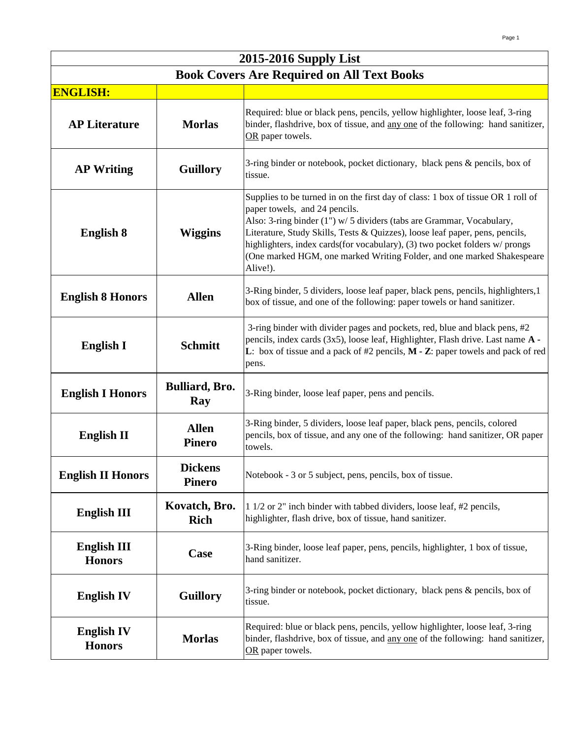# 2015-2016 Supply List

## Book Covers Are Required on All Text Books

| ENGLISH: | | |
|---|---|---|
| **AP Literature** | **Morlas** | Required: blue or black pens, pencils, yellow highlighter, loose leaf, 3-ring binder, flashdrive, box of tissue, and any one of the following: hand sanitizer, OR paper towels. |
| **AP Writing** | **Guillory** | 3-ring binder or notebook, pocket dictionary, black pens & pencils, box of tissue. |
| **English 8** | **Wiggins** | Supplies to be turned in on the first day of class: 1 box of tissue OR 1 roll of paper towels, and 24 pencils.<br>Also: 3-ring binder (1") w/ 5 dividers (tabs are Grammar, Vocabulary, Literature, Study Skills, Tests & Quizzes), loose leaf paper, pens, pencils, highlighters, index cards(for vocabulary), (3) two pocket folders w/ prongs (One marked HGM, one marked Writing Folder, and one marked Shakespeare Alive!). |
| **English 8 Honors** | **Allen** | 3-Ring binder, 5 dividers, loose leaf paper, black pens, pencils, highlighters,1 box of tissue, and one of the following: paper towels or hand sanitizer. |
| **English I** | **Schmitt** | 3-ring binder with divider pages and pockets, red, blue and black pens, #2 pencils, index cards (3x5), loose leaf, Highlighter, Flash drive. Last name **A - L**: box of tissue and a pack of #2 pencils, **M - Z**: paper towels and pack of red pens. |
| **English I Honors** | **Bulliard, Bro. Ray** | 3-Ring binder, loose leaf paper, pens and pencils. |
| **English II** | **Allen Pinero** | 3-Ring binder, 5 dividers, loose leaf paper, black pens, pencils, colored pencils, box of tissue, and any one of the following: hand sanitizer, OR paper towels. |
| **English II Honors** | **Dickens Pinero** | Notebook - 3 or 5 subject, pens, pencils, box of tissue. |
| **English III** | **Kovatch, Bro. Rich** | 1 1/2 or 2" inch binder with tabbed dividers, loose leaf, #2 pencils, highlighter, flash drive, box of tissue, hand sanitizer. |
| **English III Honors** | **Case** | 3-Ring binder, loose leaf paper, pens, pencils, highlighter, 1 box of tissue, hand sanitizer. |
| **English IV** | **Guillory** | 3-ring binder or notebook, pocket dictionary, black pens & pencils, box of tissue. |
| **English IV Honors** | **Morlas** | Required: blue or black pens, pencils, yellow highlighter, loose leaf, 3-ring binder, flashdrive, box of tissue, and any one of the following: hand sanitizer, OR paper towels. |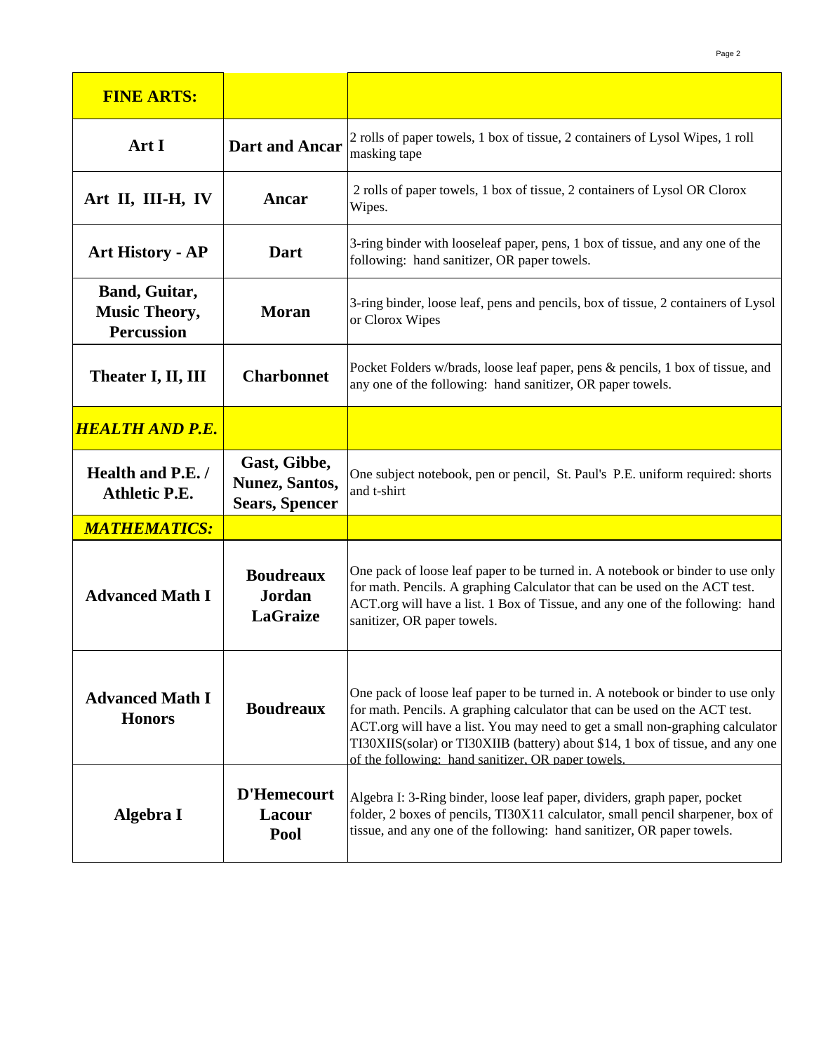| **FINE ARTS:** | | |
|---|---|---|
| **Art I** | **Dart and Ancar** | 2 rolls of paper towels, 1 box of tissue, 2 containers of Lysol Wipes, 1 roll masking tape |
| **Art II, III-H, IV** | **Ancar** | 2 rolls of paper towels, 1 box of tissue, 2 containers of Lysol OR Clorox Wipes. |
| **Art History - AP** | **Dart** | 3-ring binder with looseleaf paper, pens, 1 box of tissue, and any one of the following: hand sanitizer, OR paper towels. |
| **Band, Guitar, Music Theory, Percussion** | **Moran** | 3-ring binder, loose leaf, pens and pencils, box of tissue, 2 containers of Lysol or Clorox Wipes |
| **Theater I, II, III** | **Charbonnet** | Pocket Folders w/brads, loose leaf paper, pens & pencils, 1 box of tissue, and any one of the following: hand sanitizer, OR paper towels. |
| ***HEALTH AND P.E.*** | | |
| **Health and P.E. / Athletic P.E.** | **Gast, Gibbe, Nunez, Santos, Sears, Spencer** | One subject notebook, pen or pencil, St. Paul's P.E. uniform required: shorts and t-shirt |
| ***MATHEMATICS:*** | | |
| **Advanced Math I** | **Boudreaux Jordan LaGraize** | One pack of loose leaf paper to be turned in. A notebook or binder to use only for math. Pencils. A graphing Calculator that can be used on the ACT test. ACT.org will have a list. 1 Box of Tissue, and any one of the following: hand sanitizer, OR paper towels. |
| **Advanced Math I Honors** | **Boudreaux** | One pack of loose leaf paper to be turned in. A notebook or binder to use only for math. Pencils. A graphing calculator that can be used on the ACT test. ACT.org will have a list. You may need to get a small non-graphing calculator TI30XIIS(solar) or TI30XIIB (battery) about $14, 1 box of tissue, and any one of the following: hand sanitizer, OR paper towels. |
| **Algebra I** | **D'Hemecourt Lacour Pool** | Algebra I: 3-Ring binder, loose leaf paper, dividers, graph paper, pocket folder, 2 boxes of pencils, TI30X11 calculator, small pencil sharpener, box of tissue, and any one of the following: hand sanitizer, OR paper towels. |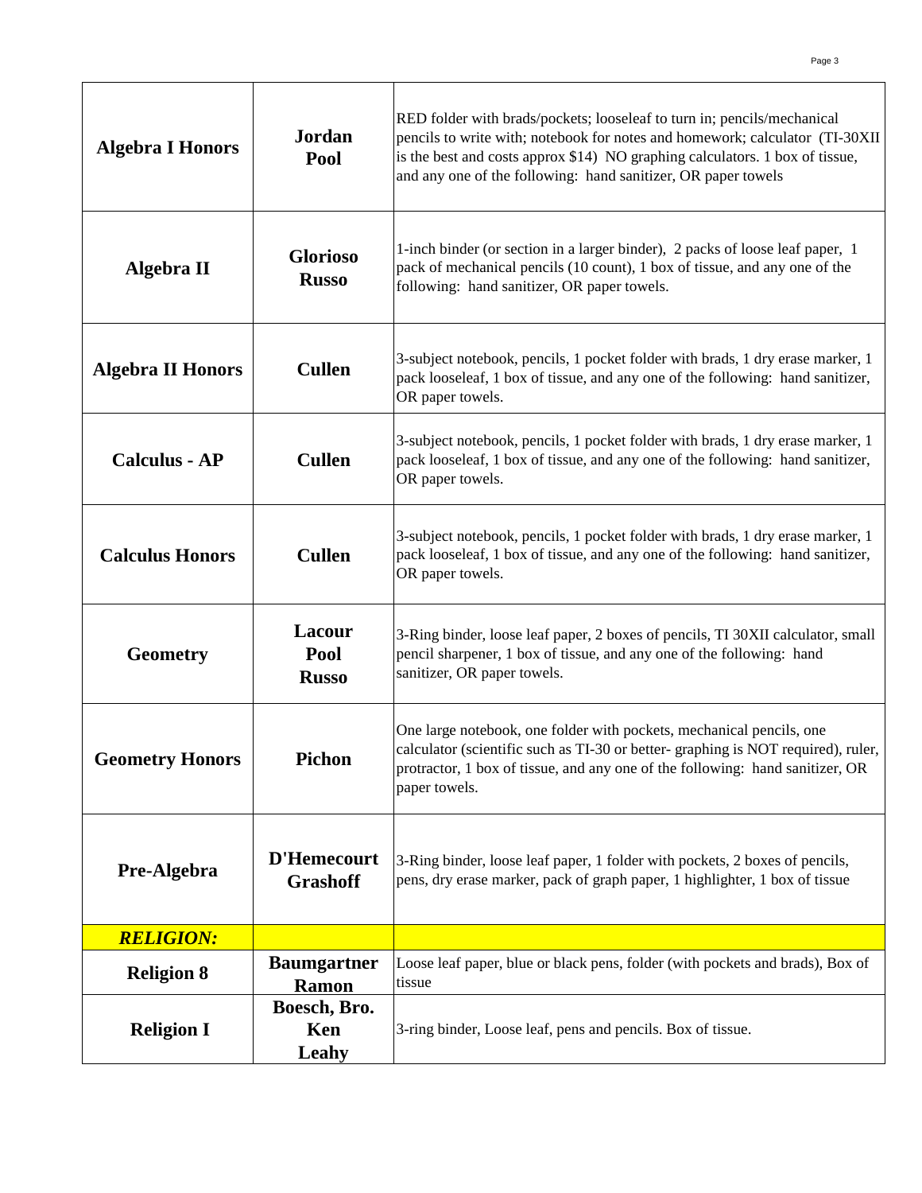| | | |
|---|---|---|
| **Algebra I Honors** | **Jordan Pool** | RED folder with brads/pockets; looseleaf to turn in; pencils/mechanical pencils to write with; notebook for notes and homework; calculator (TI-30XII is the best and costs approx $14) NO graphing calculators. 1 box of tissue, and any one of the following: hand sanitizer, OR paper towels |
| **Algebra II** | **Glorioso Russo** | 1-inch binder (or section in a larger binder), 2 packs of loose leaf paper, 1 pack of mechanical pencils (10 count), 1 box of tissue, and any one of the following: hand sanitizer, OR paper towels. |
| **Algebra II Honors** | **Cullen** | 3-subject notebook, pencils, 1 pocket folder with brads, 1 dry erase marker, 1 pack looseleaf, 1 box of tissue, and any one of the following: hand sanitizer, OR paper towels. |
| **Calculus - AP** | **Cullen** | 3-subject notebook, pencils, 1 pocket folder with brads, 1 dry erase marker, 1 pack looseleaf, 1 box of tissue, and any one of the following: hand sanitizer, OR paper towels. |
| **Calculus Honors** | **Cullen** | 3-subject notebook, pencils, 1 pocket folder with brads, 1 dry erase marker, 1 pack looseleaf, 1 box of tissue, and any one of the following: hand sanitizer, OR paper towels. |
| **Geometry** | **Lacour Pool Russo** | 3-Ring binder, loose leaf paper, 2 boxes of pencils, TI 30XII calculator, small pencil sharpener, 1 box of tissue, and any one of the following: hand sanitizer, OR paper towels. |
| **Geometry Honors** | **Pichon** | One large notebook, one folder with pockets, mechanical pencils, one calculator (scientific such as TI-30 or better- graphing is NOT required), ruler, protractor, 1 box of tissue, and any one of the following: hand sanitizer, OR paper towels. |
| **Pre-Algebra** | **D'Hemecourt Grashoff** | 3-Ring binder, loose leaf paper, 1 folder with pockets, 2 boxes of pencils, pens, dry erase marker, pack of graph paper, 1 highlighter, 1 box of tissue |
| ***RELIGION:*** | | |
| **Religion 8** | **Baumgartner Ramon** | Loose leaf paper, blue or black pens, folder (with pockets and brads), Box of tissue |
| **Religion I** | **Boesch, Bro. Ken Leahy** | 3-ring binder, Loose leaf, pens and pencils. Box of tissue. |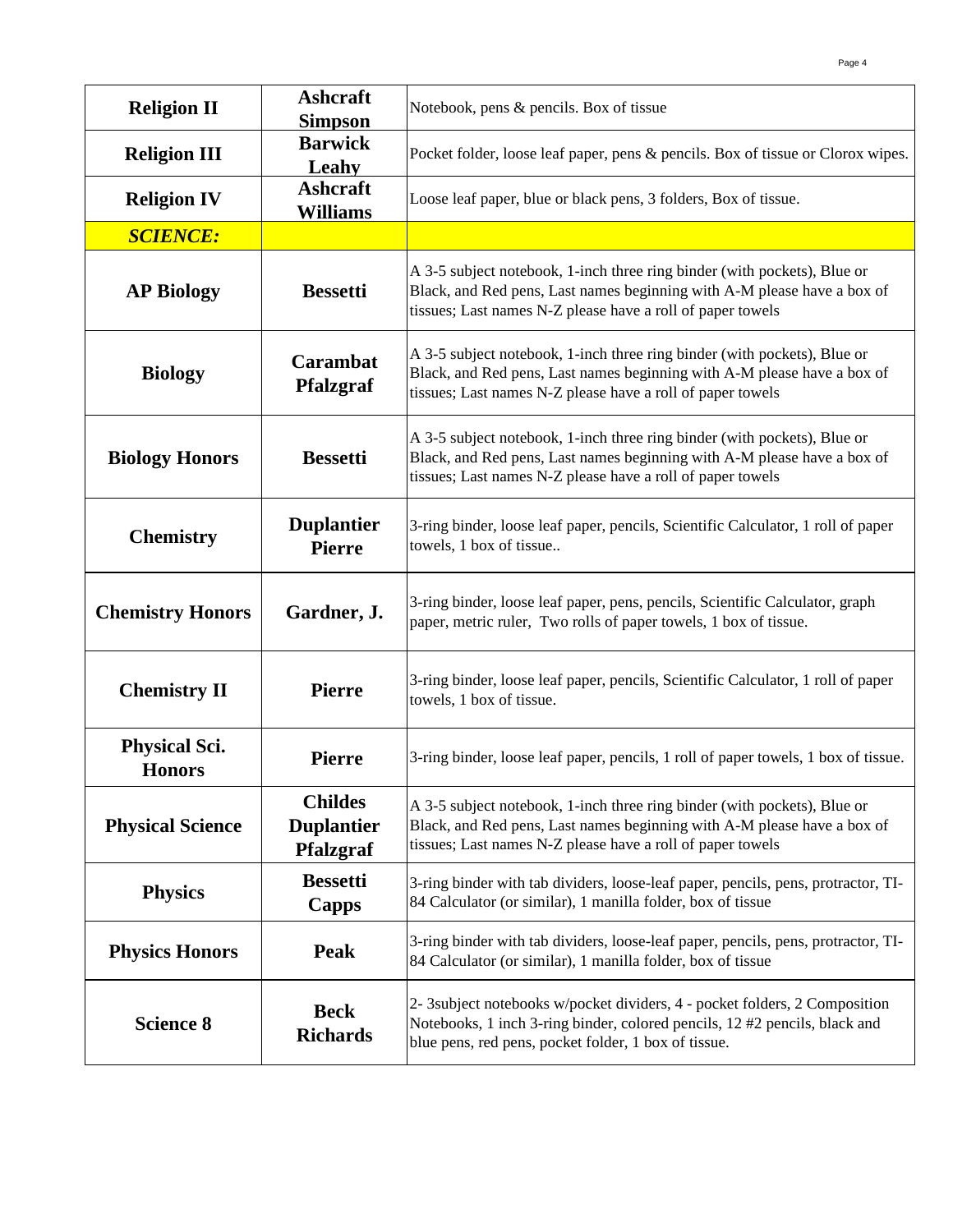| Religion II | Ashcraft Simpson | Notebook, pens & pencils. Box of tissue |
|---|---|---|
| **Religion III** | **Barwick Leahy** | Pocket folder, loose leaf paper, pens & pencils. Box of tissue or Clorox wipes. |
| **Religion IV** | **Ashcraft Williams** | Loose leaf paper, blue or black pens, 3 folders, Box of tissue. |
| ***SCIENCE:*** | | |
| **AP Biology** | **Bessetti** | A 3-5 subject notebook, 1-inch three ring binder (with pockets), Blue or Black, and Red pens, Last names beginning with A-M please have a box of tissues; Last names N-Z please have a roll of paper towels |
| **Biology** | **Carambat Pfalzgraf** | A 3-5 subject notebook, 1-inch three ring binder (with pockets), Blue or Black, and Red pens, Last names beginning with A-M please have a box of tissues; Last names N-Z please have a roll of paper towels |
| **Biology Honors** | **Bessetti** | A 3-5 subject notebook, 1-inch three ring binder (with pockets), Blue or Black, and Red pens, Last names beginning with A-M please have a box of tissues; Last names N-Z please have a roll of paper towels |
| **Chemistry** | **Duplantier Pierre** | 3-ring binder, loose leaf paper, pencils, Scientific Calculator, 1 roll of paper towels, 1 box of tissue.. |
| **Chemistry Honors** | **Gardner, J.** | 3-ring binder, loose leaf paper, pens, pencils, Scientific Calculator, graph paper, metric ruler, Two rolls of paper towels, 1 box of tissue. |
| **Chemistry II** | **Pierre** | 3-ring binder, loose leaf paper, pencils, Scientific Calculator, 1 roll of paper towels, 1 box of tissue. |
| **Physical Sci. Honors** | **Pierre** | 3-ring binder, loose leaf paper, pencils, 1 roll of paper towels, 1 box of tissue. |
| **Physical Science** | **Childes Duplantier Pfalzgraf** | A 3-5 subject notebook, 1-inch three ring binder (with pockets), Blue or Black, and Red pens, Last names beginning with A-M please have a box of tissues; Last names N-Z please have a roll of paper towels |
| **Physics** | **Bessetti Capps** | 3-ring binder with tab dividers, loose-leaf paper, pencils, pens, protractor, TI-84 Calculator (or similar), 1 manilla folder, box of tissue |
| **Physics Honors** | **Peak** | 3-ring binder with tab dividers, loose-leaf paper, pencils, pens, protractor, TI-84 Calculator (or similar), 1 manilla folder, box of tissue |
| **Science 8** | **Beck Richards** | 2- 3subject notebooks w/pocket dividers, 4 - pocket folders, 2 Composition Notebooks, 1 inch 3-ring binder, colored pencils, 12 #2 pencils, black and blue pens, red pens, pocket folder, 1 box of tissue. |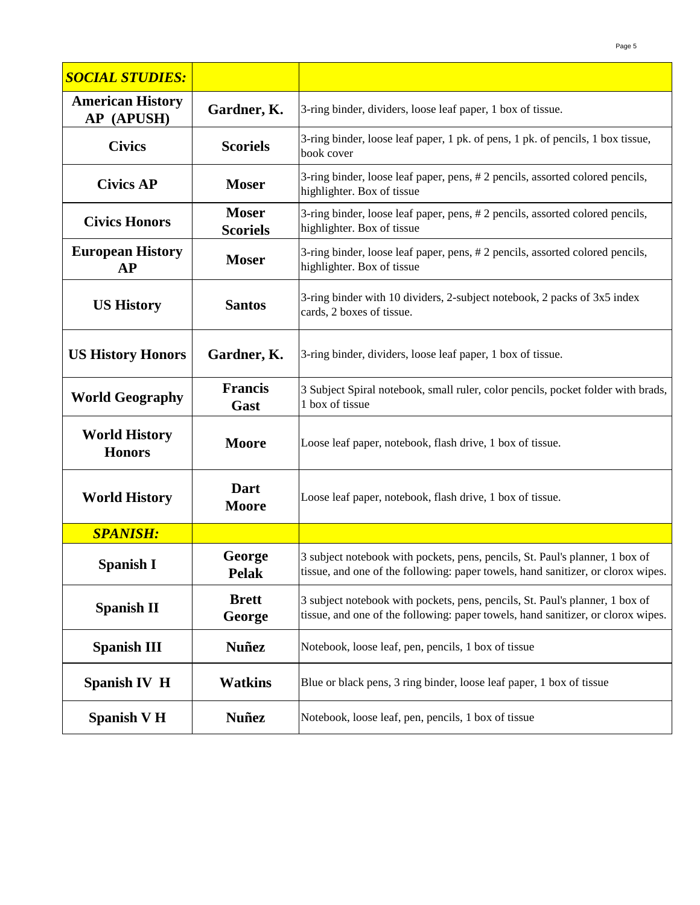| *SOCIAL STUDIES:* | | |
|---|---|---|
| **American History AP (APUSH)** | **Gardner, K.** | 3-ring binder, dividers, loose leaf paper, 1 box of tissue. |
| **Civics** | **Scoriels** | 3-ring binder, loose leaf paper, 1 pk. of pens, 1 pk. of pencils, 1 box tissue, book cover |
| **Civics AP** | **Moser** | 3-ring binder, loose leaf paper, pens, # 2 pencils, assorted colored pencils, highlighter. Box of tissue |
| **Civics Honors** | **Moser Scoriels** | 3-ring binder, loose leaf paper, pens, # 2 pencils, assorted colored pencils, highlighter. Box of tissue |
| **European History AP** | **Moser** | 3-ring binder, loose leaf paper, pens, # 2 pencils, assorted colored pencils, highlighter. Box of tissue |
| **US History** | **Santos** | 3-ring binder with 10 dividers, 2-subject notebook, 2 packs of 3x5 index cards, 2 boxes of tissue. |
| **US History Honors** | **Gardner, K.** | 3-ring binder, dividers, loose leaf paper, 1 box of tissue. |
| **World Geography** | **Francis Gast** | 3 Subject Spiral notebook, small ruler, color pencils, pocket folder with brads, 1 box of tissue |
| **World History Honors** | **Moore** | Loose leaf paper, notebook, flash drive, 1 box of tissue. |
| **World History** | **Dart Moore** | Loose leaf paper, notebook, flash drive, 1 box of tissue. |
| ***SPANISH:*** | | |
| **Spanish I** | **George Pelak** | 3 subject notebook with pockets, pens, pencils, St. Paul's planner, 1 box of tissue, and one of the following: paper towels, hand sanitizer, or clorox wipes. |
| **Spanish II** | **Brett George** | 3 subject notebook with pockets, pens, pencils, St. Paul's planner, 1 box of tissue, and one of the following: paper towels, hand sanitizer, or clorox wipes. |
| **Spanish III** | **Nuñez** | Notebook, loose leaf, pen, pencils, 1 box of tissue |
| **Spanish IV H** | **Watkins** | Blue or black pens, 3 ring binder, loose leaf paper, 1 box of tissue |
| **Spanish V H** | **Nuñez** | Notebook, loose leaf, pen, pencils, 1 box of tissue |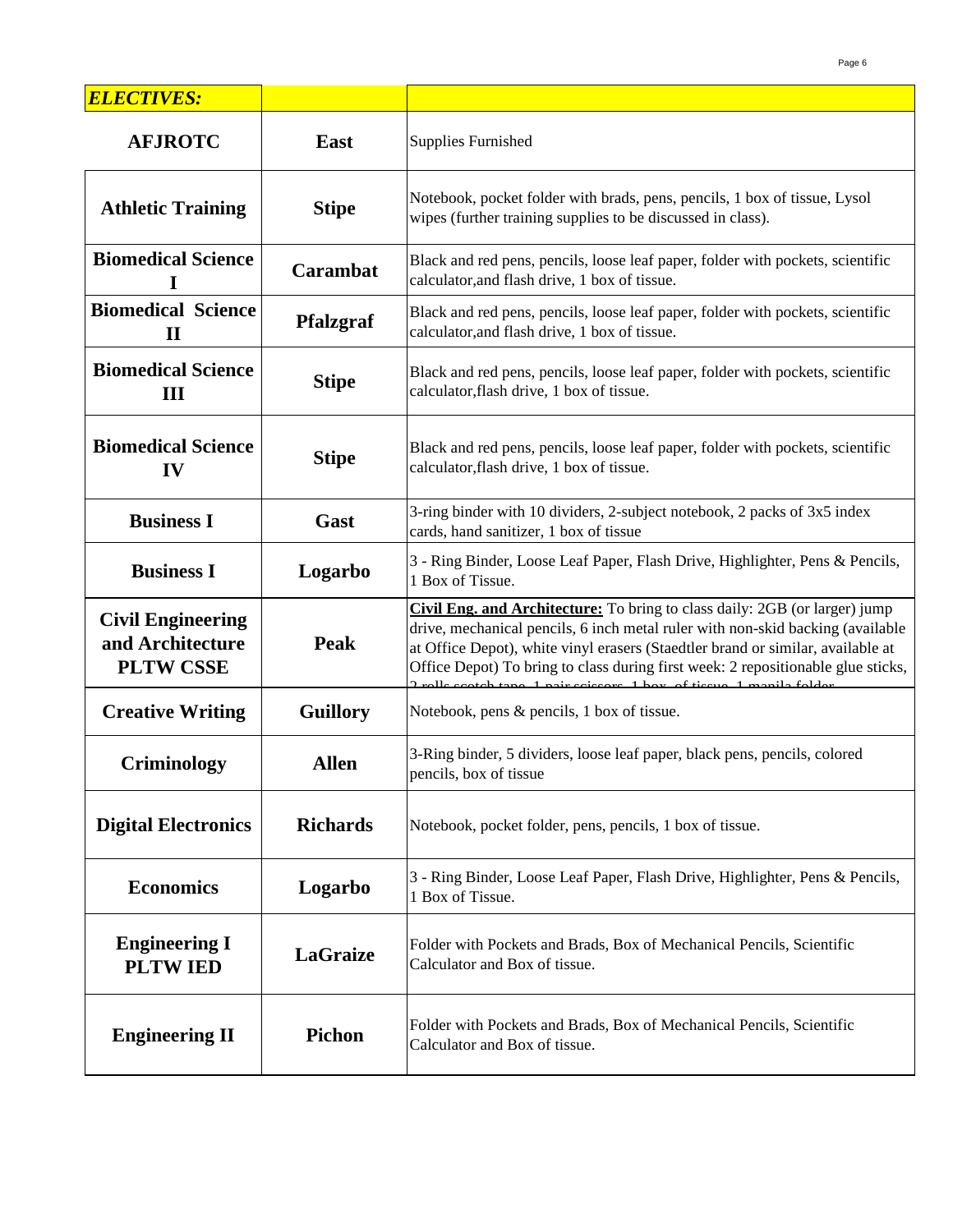| *ELECTIVES:* | | |
|---|---|---|
| **AFJROTC** | **East** | Supplies Furnished |
| **Athletic Training** | **Stipe** | Notebook, pocket folder with brads, pens, pencils, 1 box of tissue, Lysol wipes (further training supplies to be discussed in class). |
| **Biomedical Science I** | **Carambat** | Black and red pens, pencils, loose leaf paper, folder with pockets, scientific calculator,and flash drive, 1 box of tissue. |
| **Biomedical Science II** | **Pfalzgraf** | Black and red pens, pencils, loose leaf paper, folder with pockets, scientific calculator,and flash drive, 1 box of tissue. |
| **Biomedical Science III** | **Stipe** | Black and red pens, pencils, loose leaf paper, folder with pockets, scientific calculator,flash drive, 1 box of tissue. |
| **Biomedical Science IV** | **Stipe** | Black and red pens, pencils, loose leaf paper, folder with pockets, scientific calculator,flash drive, 1 box of tissue. |
| **Business I** | **Gast** | 3-ring binder with 10 dividers, 2-subject notebook, 2 packs of 3x5 index cards, hand sanitizer, 1 box of tissue |
| **Business I** | **Logarbo** | 3 - Ring Binder, Loose Leaf Paper, Flash Drive, Highlighter, Pens & Pencils, 1 Box of Tissue. |
| **Civil Engineering and Architecture PLTW CSSE** | **Peak** | **Civil Eng. and Architecture:** To bring to class daily: 2GB (or larger) jump drive, mechanical pencils, 6 inch metal ruler with non-skid backing (available at Office Depot), white vinyl erasers (Staedtler brand or similar, available at Office Depot) To bring to class during first week: 2 repositionable glue sticks, 2 rolls scotch tape, 1 pair scissors, 1 box of tissue, 1 manila folder |
| **Creative Writing** | **Guillory** | Notebook, pens & pencils, 1 box of tissue. |
| **Criminology** | **Allen** | 3-Ring binder, 5 dividers, loose leaf paper, black pens, pencils, colored pencils, box of tissue |
| **Digital Electronics** | **Richards** | Notebook, pocket folder, pens, pencils, 1 box of tissue. |
| **Economics** | **Logarbo** | 3 - Ring Binder, Loose Leaf Paper, Flash Drive, Highlighter, Pens & Pencils, 1 Box of Tissue. |
| **Engineering I PLTW IED** | **LaGraize** | Folder with Pockets and Brads, Box of Mechanical Pencils, Scientific Calculator and Box of tissue. |
| **Engineering II** | **Pichon** | Folder with Pockets and Brads, Box of Mechanical Pencils, Scientific Calculator and Box of tissue. |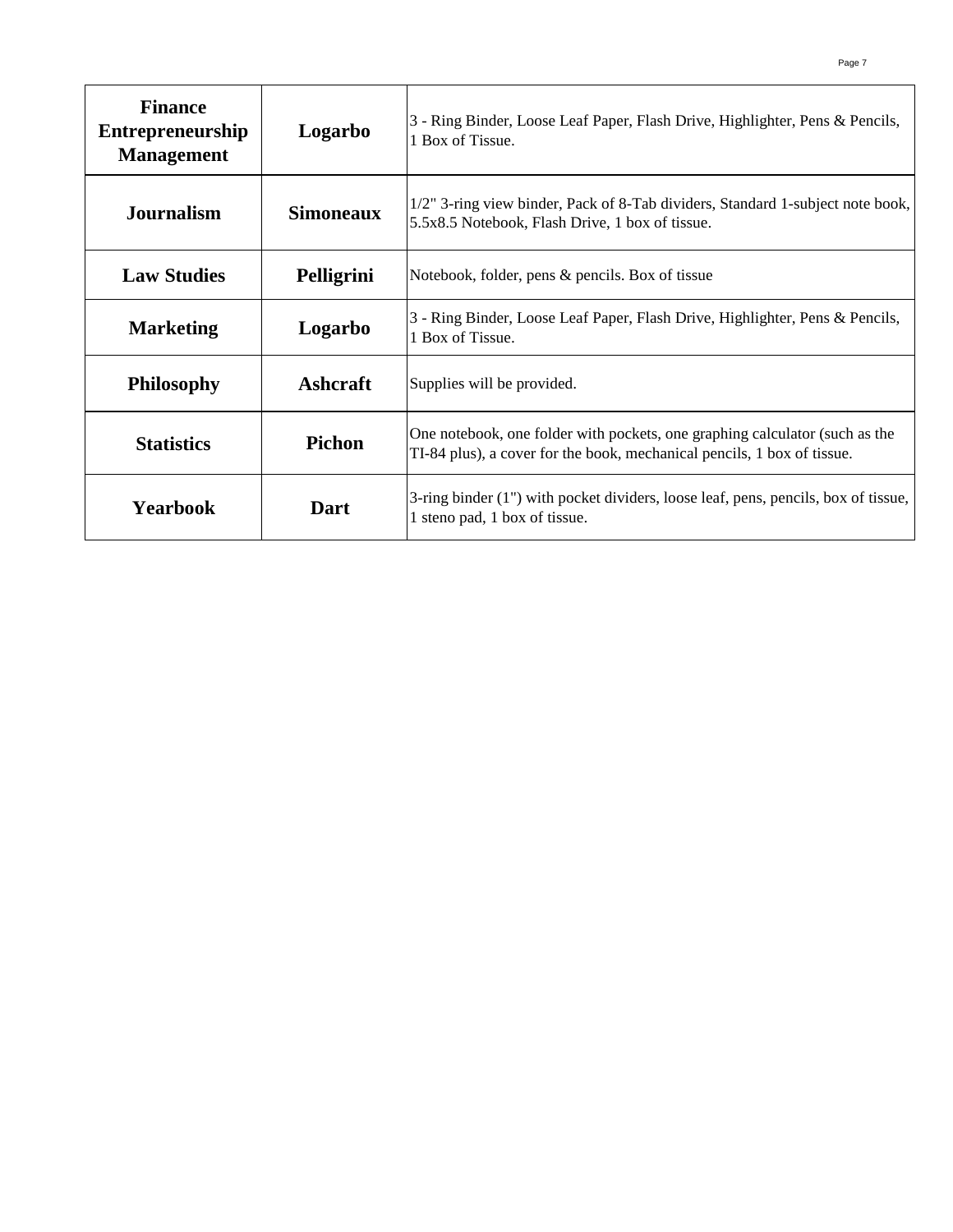| | | |
|---|---|---|
| **Finance Entrepreneurship Management** | **Logarbo** | 3 - Ring Binder, Loose Leaf Paper, Flash Drive, Highlighter, Pens & Pencils, 1 Box of Tissue. |
| **Journalism** | **Simoneaux** | 1/2" 3-ring view binder, Pack of 8-Tab dividers, Standard 1-subject note book, 5.5x8.5 Notebook, Flash Drive, 1 box of tissue. |
| **Law Studies** | **Pelligrini** | Notebook, folder, pens & pencils. Box of tissue |
| **Marketing** | **Logarbo** | 3 - Ring Binder, Loose Leaf Paper, Flash Drive, Highlighter, Pens & Pencils, 1 Box of Tissue. |
| **Philosophy** | **Ashcraft** | Supplies will be provided. |
| **Statistics** | **Pichon** | One notebook, one folder with pockets, one graphing calculator (such as the TI-84 plus), a cover for the book, mechanical pencils, 1 box of tissue. |
| **Yearbook** | **Dart** | 3-ring binder (1") with pocket dividers, loose leaf, pens, pencils, box of tissue, 1 steno pad, 1 box of tissue. |